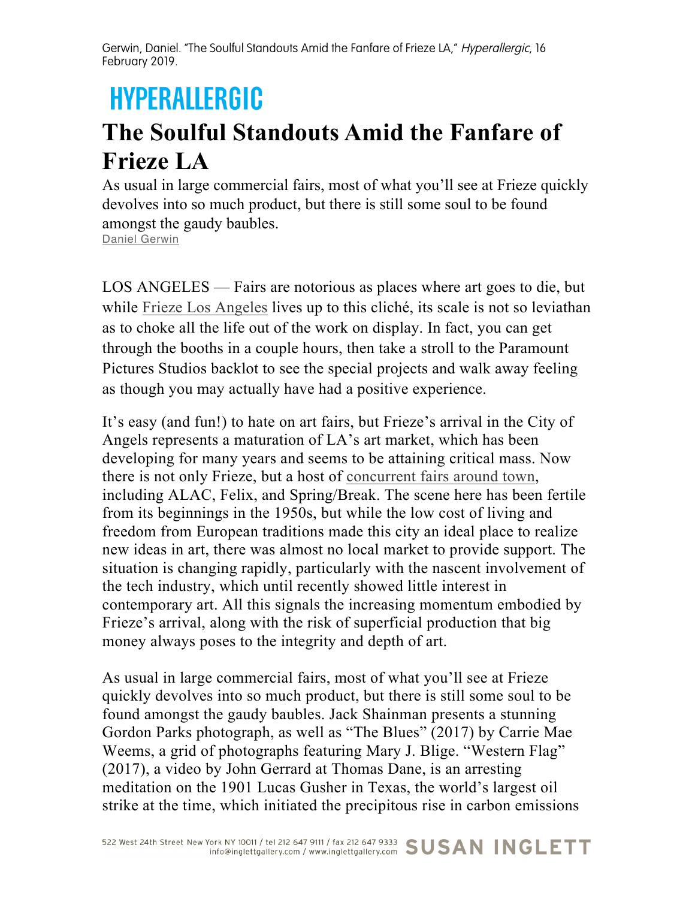Gerwin, Daniel. "The Soulful Standouts Amid the Fanfare of Frieze LA," *Hyperallergic*, 16 February 2019.

HYPERALLERGIC

# The Soulful Standouts Amid the Fanfare of Frieze LA

As usual in large commercial fairs, most of what you'll see at Frieze quickly devolves into so much product, but there is still some soul to be found amongst the gaudy baubles.

Daniel Gerwin

LOS ANGELES — Fairs are notorious as places where art goes to die, but while Frieze Los Angeles lives up to this cliché, its scale is not so leviathan as to choke all the life out of the work on display. In fact, you can get through the booths in a couple hours, then take a stroll to the Paramount Pictures Studios backlot to see the special projects and walk away feeling as though you may actually have had a positive experience.

It's easy (and fun!) to hate on art fairs, but Frieze's arrival in the City of Angels represents a maturation of LA's art market, which has been developing for many years and seems to be attaining critical mass. Now there is not only Frieze, but a host of concurrent fairs around town, including ALAC, Felix, and Spring/Break. The scene here has been fertile from its beginnings in the 1950s, but while the low cost of living and freedom from European traditions made this city an ideal place to realize new ideas in art, there was almost no local market to provide support. The situation is changing rapidly, particularly with the nascent involvement of the tech industry, which until recently showed little interest in contemporary art. All this signals the increasing momentum embodied by Frieze's arrival, along with the risk of superficial production that big money always poses to the integrity and depth of art.

As usual in large commercial fairs, most of what you'll see at Frieze quickly devolves into so much product, but there is still some soul to be found amongst the gaudy baubles. Jack Shainman presents a stunning Gordon Parks photograph, as well as "The Blues" (2017) by Carrie Mae Weems, a grid of photographs featuring Mary J. Blige. "Western Flag" (2017), a video by John Gerrard at Thomas Dane, is an arresting meditation on the 1901 Lucas Gusher in Texas, the world's largest oil strike at the time, which initiated the precipitous rise in carbon emissions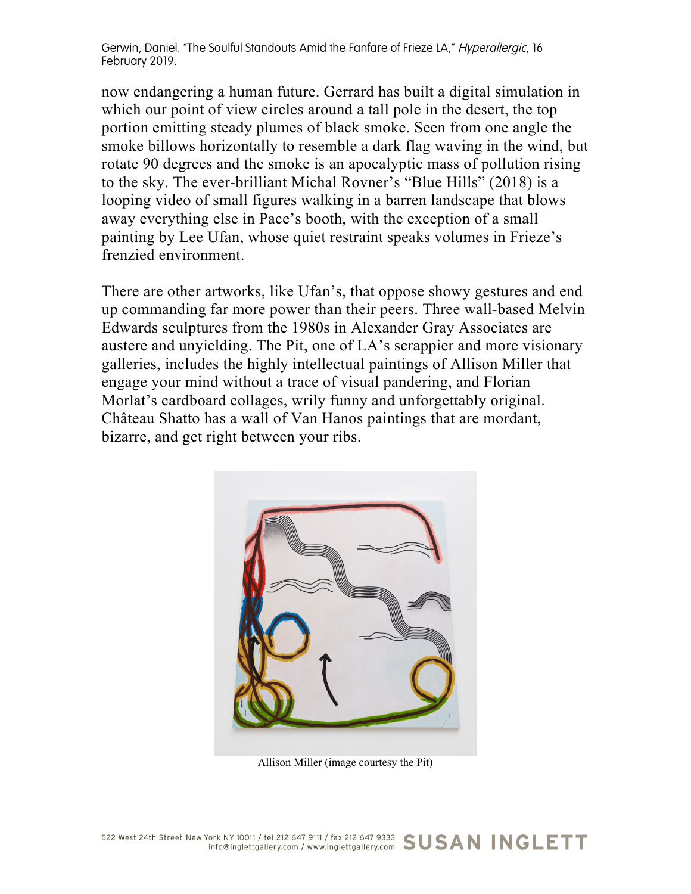now endangering a human future. Gerrard has built a digital simulation in which our point of view circles around a tall pole in the desert, the top portion emitting steady plumes of black smoke. Seen from one angle the smoke billows horizontally to resemble a dark flag waving in the wind, but rotate 90 degrees and the smoke is an apocalyptic mass of pollution rising to the sky. The ever-brilliant Michal Rovner's "Blue Hills" (2018) is a looping video of small figures walking in a barren landscape that blows away everything else in Pace's booth, with the exception of a small painting by Lee Ufan, whose quiet restraint speaks volumes in Frieze's frenzied environment.

There are other artworks, like Ufan's, that oppose showy gestures and end up commanding far more power than their peers. Three wall-based Melvin Edwards sculptures from the 1980s in Alexander Gray Associates are austere and unyielding. The Pit, one of LA's scrappier and more visionary galleries, includes the highly intellectual paintings of Allison Miller that engage your mind without a trace of visual pandering, and Florian Morlat's cardboard collages, wrily funny and unforgettably original. Château Shatto has a wall of Van Hanos paintings that are mordant, bizarre, and get right between your ribs.

Allison Miller (image courtesy the Pit)